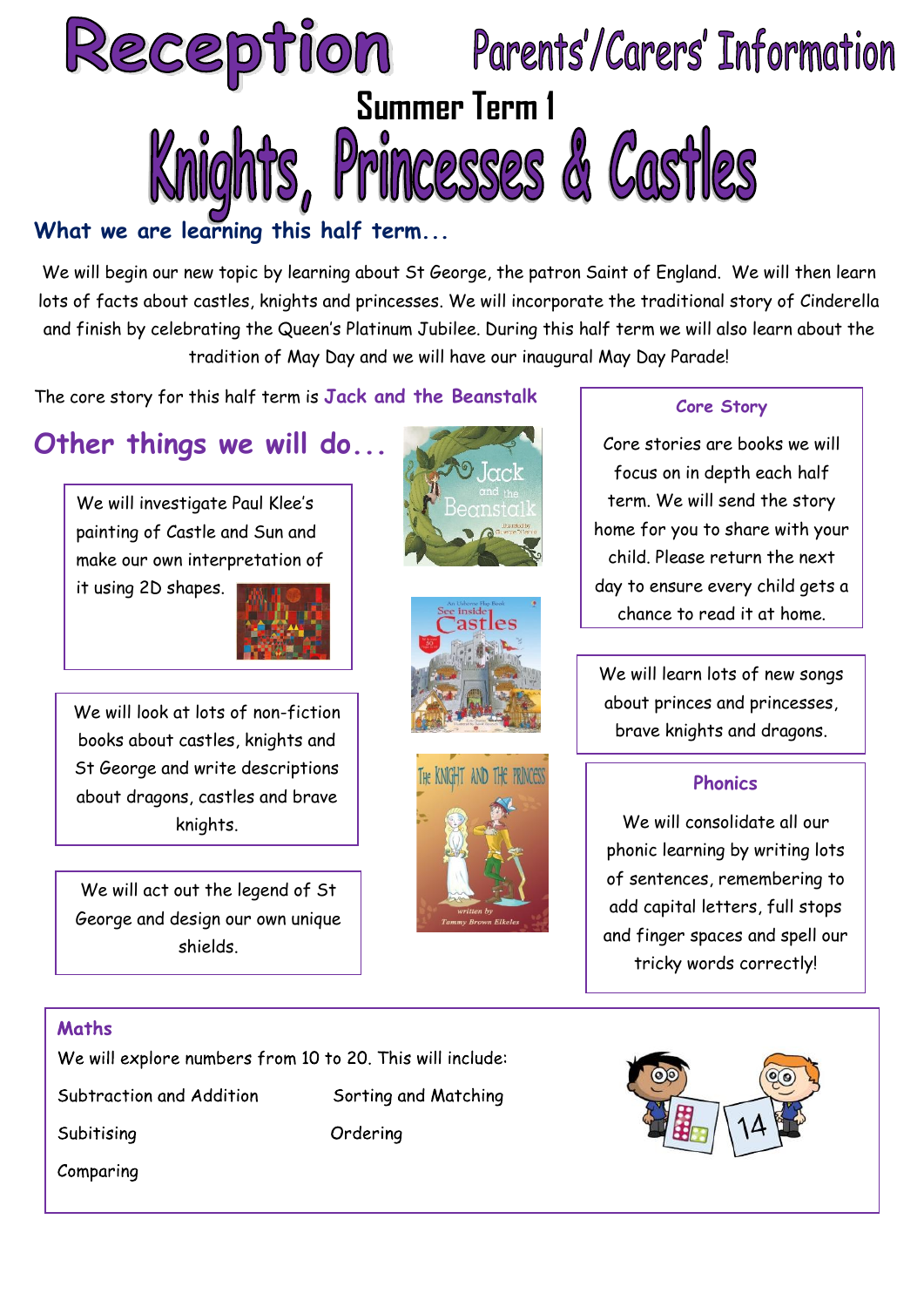# Reception Parents'/Carers' Information

## Summer Term 1

# Knights, Princesses & Castles

### What we are learning this half term...

We will begin our new topic by learning about St George, the patron Saint of England. We will then learn lots of facts about castles, knights and princesses. We will incorporate the traditional story of Cinderella and finish by celebrating the Queen's Platinum Jubilee. During this half term we will also learn about the tradition of May Day and we will have our inaugural May Day Parade!

The core story for this half term is **Jack and the Beanstalk**

## Other things we will do...

We will investigate Paul Klee's painting of Castle and Sun and make our own interpretation of it using 2D shapes.

We will look at lots of non-fiction books about castles, knights and St George and write descriptions about dragons, castles and brave knights.

We will act out the legend of St George and design our own unique shields.

### Core Story

Core stories are books we will focus on in depth each half term. We will send the story home for you to share with your child. Please return the next day to ensure every child gets a chance to read it at home.

We will learn lots of new songs about princes and princesses, brave knights and dragons.

### Phonics

We will consolidate all our phonic learning by writing lots of sentences, remembering to add capital letters, full stops and finger spaces and spell our tricky words correctly!

### Maths

We will explore numbers from 10 to 20. This will include:

- Subtraction and Addition
- Sorting and Matching
- Subitising
- Ordering
- Comparing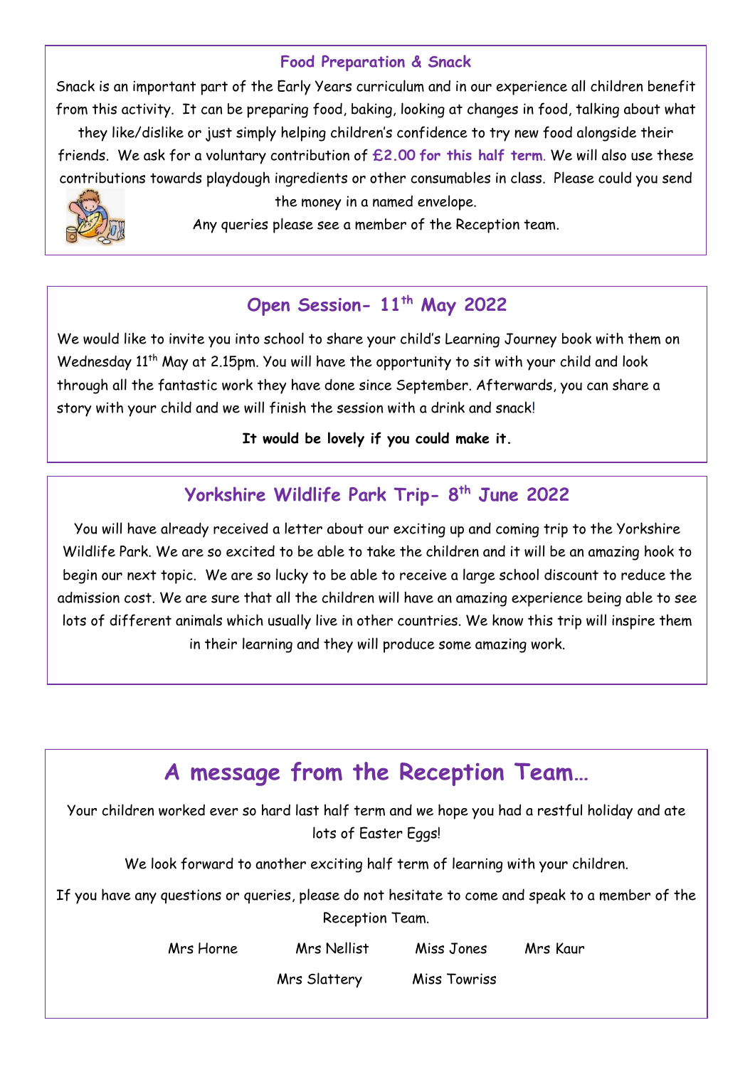## Food Preparation & Snack

Snack is an important part of the Early Years curriculum and in our experience all children benefit from this activity. It can be preparing food, baking, looking at changes in food, talking about what they like/dislike or just simply helping children's confidence to try new food alongside their friends. We ask for a voluntary contribution of **£2.00 for this half term**. We will also use these contributions towards playdough ingredients or other consumables in class. Please could you send the money in a named envelope.

Any queries please see a member of the Reception team.

## Open Session- 11th May 2022

We would like to invite you into school to share your child's Learning Journey book with them on Wednesday 11th May at 2.15pm. You will have the opportunity to sit with your child and look through all the fantastic work they have done since September. Afterwards, you can share a story with your child and we will finish the session with a drink and snack!

**It would be lovely if you could make it.**

## Yorkshire Wildlife Park Trip- 8th June 2022

You will have already received a letter about our exciting up and coming trip to the Yorkshire Wildlife Park. We are so excited to be able to take the children and it will be an amazing hook to begin our next topic. We are so lucky to be able to receive a large school discount to reduce the admission cost. We are sure that all the children will have an amazing experience being able to see lots of different animals which usually live in other countries. We know this trip will inspire them in their learning and they will produce some amazing work.

# A message from the Reception Team…

Your children worked ever so hard last half term and we hope you had a restful holiday and ate lots of Easter Eggs!

We look forward to another exciting half term of learning with your children.

If you have any questions or queries, please do not hesitate to come and speak to a member of the Reception Team.

Mrs Horne Mrs Nellist Miss Jones Mrs Kaur

Mrs Slattery Miss Towriss